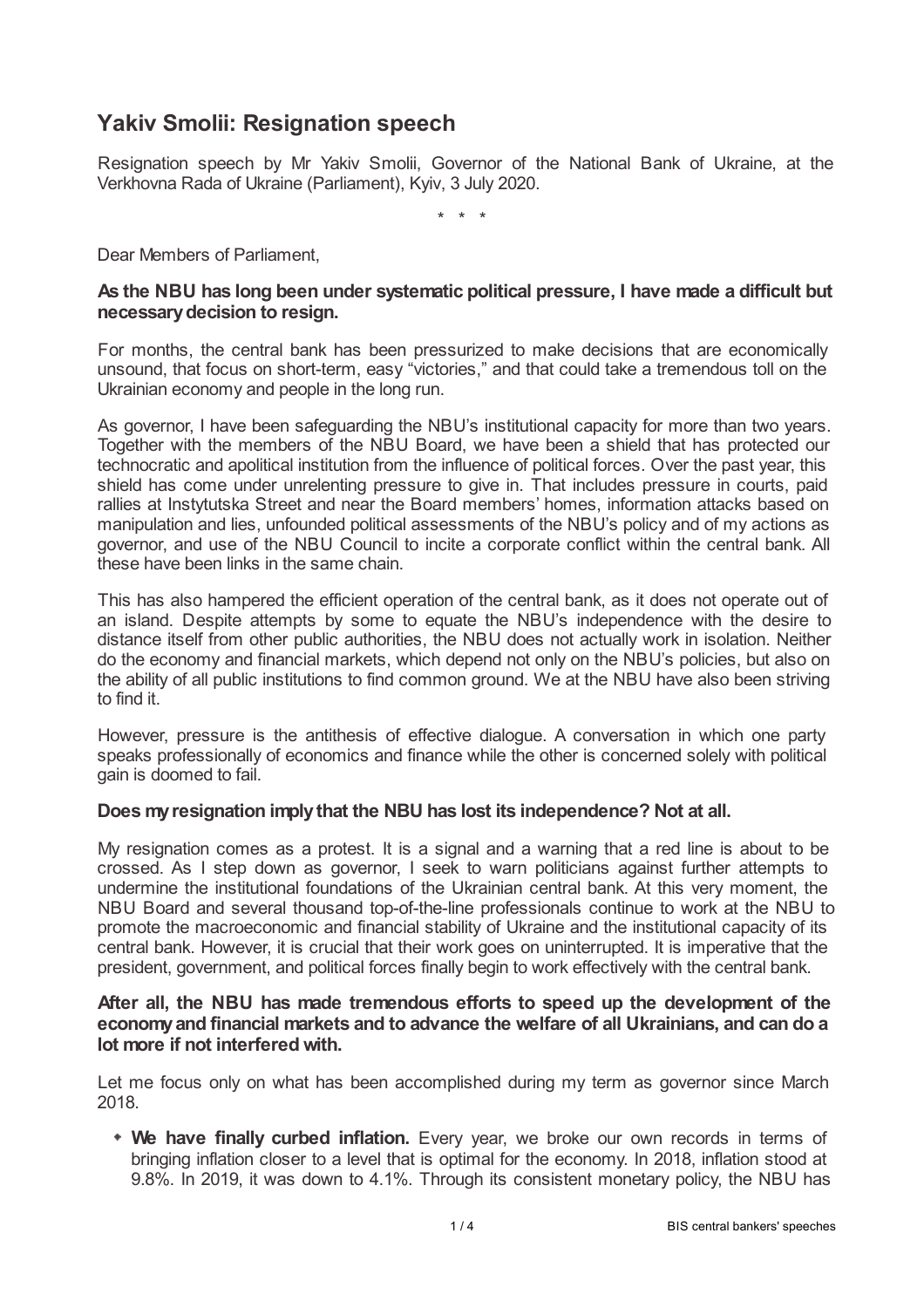# Yakiv Smolii: Resignation speech

Resignation speech by Mr Yakiv Smolii, Governor of the National Bank of Ukraine, at the Verkhovna Rada of Ukraine (Parliament), Kyiv, 3 July 2020.

\* \* \*

Dear Members of Parliament,

**As the NBU has long been under systematic political pressure, I have made a difficult but necessary decision to resign.**

For months, the central bank has been pressurized to make decisions that are economically unsound, that focus on short-term, easy "victories," and that could take a tremendous toll on the Ukrainian economy and people in the long run.

As governor, I have been safeguarding the NBU's institutional capacity for more than two years. Together with the members of the NBU Board, we have been a shield that has protected our technocratic and apolitical institution from the influence of political forces. Over the past year, this shield has come under unrelenting pressure to give in. That includes pressure in courts, paid rallies at Instytutska Street and near the Board members' homes, information attacks based on manipulation and lies, unfounded political assessments of the NBU's policy and of my actions as governor, and use of the NBU Council to incite a corporate conflict within the central bank. All these have been links in the same chain.

This has also hampered the efficient operation of the central bank, as it does not operate out of an island. Despite attempts by some to equate the NBU's independence with the desire to distance itself from other public authorities, the NBU does not actually work in isolation. Neither do the economy and financial markets, which depend not only on the NBU's policies, but also on the ability of all public institutions to find common ground. We at the NBU have also been striving to find it.

However, pressure is the antithesis of effective dialogue. A conversation in which one party speaks professionally of economics and finance while the other is concerned solely with political gain is doomed to fail.

**Does my resignation imply that the NBU has lost its independence? Not at all.**

My resignation comes as a protest. It is a signal and a warning that a red line is about to be crossed. As I step down as governor, I seek to warn politicians against further attempts to undermine the institutional foundations of the Ukrainian central bank. At this very moment, the NBU Board and several thousand top-of-the-line professionals continue to work at the NBU to promote the macroeconomic and financial stability of Ukraine and the institutional capacity of its central bank. However, it is crucial that their work goes on uninterrupted. It is imperative that the president, government, and political forces finally begin to work effectively with the central bank.

**After all, the NBU has made tremendous efforts to speed up the development of the economy and financial markets and to advance the welfare of all Ukrainians, and can do a lot more if not interfered with.**

Let me focus only on what has been accomplished during my term as governor since March 2018.

- **We have finally curbed inflation.** Every year, we broke our own records in terms of bringing inflation closer to a level that is optimal for the economy. In 2018, inflation stood at 9.8%. In 2019, it was down to 4.1%. Through its consistent monetary policy, the NBU has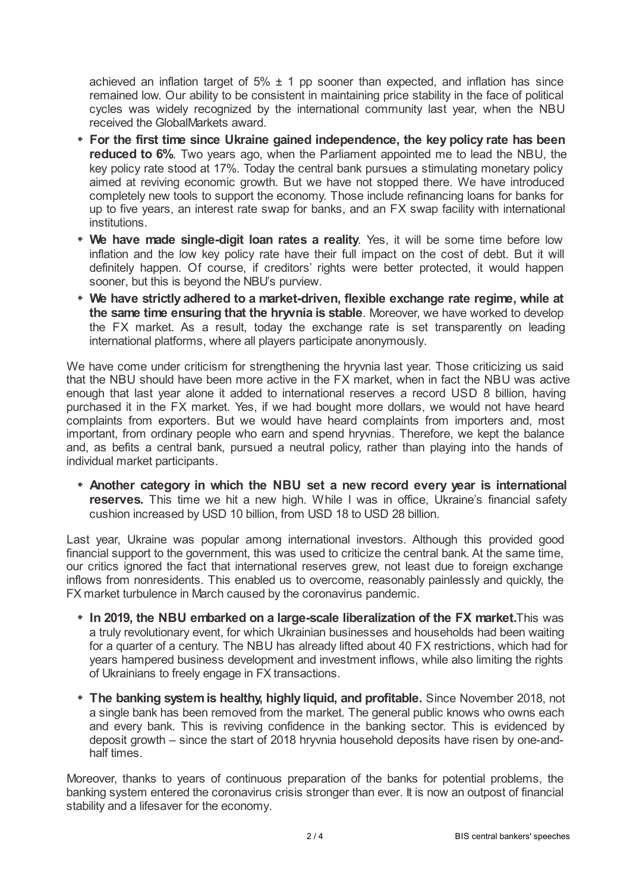achieved an inflation target of 5% ± 1 pp sooner than expected, and inflation has since remained low. Our ability to be consistent in maintaining price stability in the face of political cycles was widely recognized by the international community last year, when the NBU received the GlobalMarkets award.

- **For the first time since Ukraine gained independence, the key policy rate has been reduced to 6%**. Two years ago, when the Parliament appointed me to lead the NBU, the key policy rate stood at 17%. Today the central bank pursues a stimulating monetary policy aimed at reviving economic growth. But we have not stopped there. We have introduced completely new tools to support the economy. Those include refinancing loans for banks for up to five years, an interest rate swap for banks, and an FX swap facility with international institutions.
- **We have made single-digit loan rates a reality**. Yes, it will be some time before low inflation and the low key policy rate have their full impact on the cost of debt. But it will definitely happen. Of course, if creditors' rights were better protected, it would happen sooner, but this is beyond the NBU's purview.
- **We have strictly adhered to a market-driven, flexible exchange rate regime, while at the same time ensuring that the hryvnia is stable**. Moreover, we have worked to develop the FX market. As a result, today the exchange rate is set transparently on leading international platforms, where all players participate anonymously.

We have come under criticism for strengthening the hryvnia last year. Those criticizing us said that the NBU should have been more active in the FX market, when in fact the NBU was active enough that last year alone it added to international reserves a record USD 8 billion, having purchased it in the FX market. Yes, if we had bought more dollars, we would not have heard complaints from exporters. But we would have heard complaints from importers and, most important, from ordinary people who earn and spend hryvnias. Therefore, we kept the balance and, as befits a central bank, pursued a neutral policy, rather than playing into the hands of individual market participants.

- **Another category in which the NBU set a new record every year is international reserves.** This time we hit a new high. While I was in office, Ukraine's financial safety cushion increased by USD 10 billion, from USD 18 to USD 28 billion.

Last year, Ukraine was popular among international investors. Although this provided good financial support to the government, this was used to criticize the central bank. At the same time, our critics ignored the fact that international reserves grew, not least due to foreign exchange inflows from nonresidents. This enabled us to overcome, reasonably painlessly and quickly, the FX market turbulence in March caused by the coronavirus pandemic.

- **In 2019, the NBU embarked on a large-scale liberalization of the FX market.** This was a truly revolutionary event, for which Ukrainian businesses and households had been waiting for a quarter of a century. The NBU has already lifted about 40 FX restrictions, which had for years hampered business development and investment inflows, while also limiting the rights of Ukrainians to freely engage in FX transactions.
- **The banking system is healthy, highly liquid, and profitable.** Since November 2018, not a single bank has been removed from the market. The general public knows who owns each and every bank. This is reviving confidence in the banking sector. This is evidenced by deposit growth – since the start of 2018 hryvnia household deposits have risen by one-and-half times.

Moreover, thanks to years of continuous preparation of the banks for potential problems, the banking system entered the coronavirus crisis stronger than ever. It is now an outpost of financial stability and a lifesaver for the economy.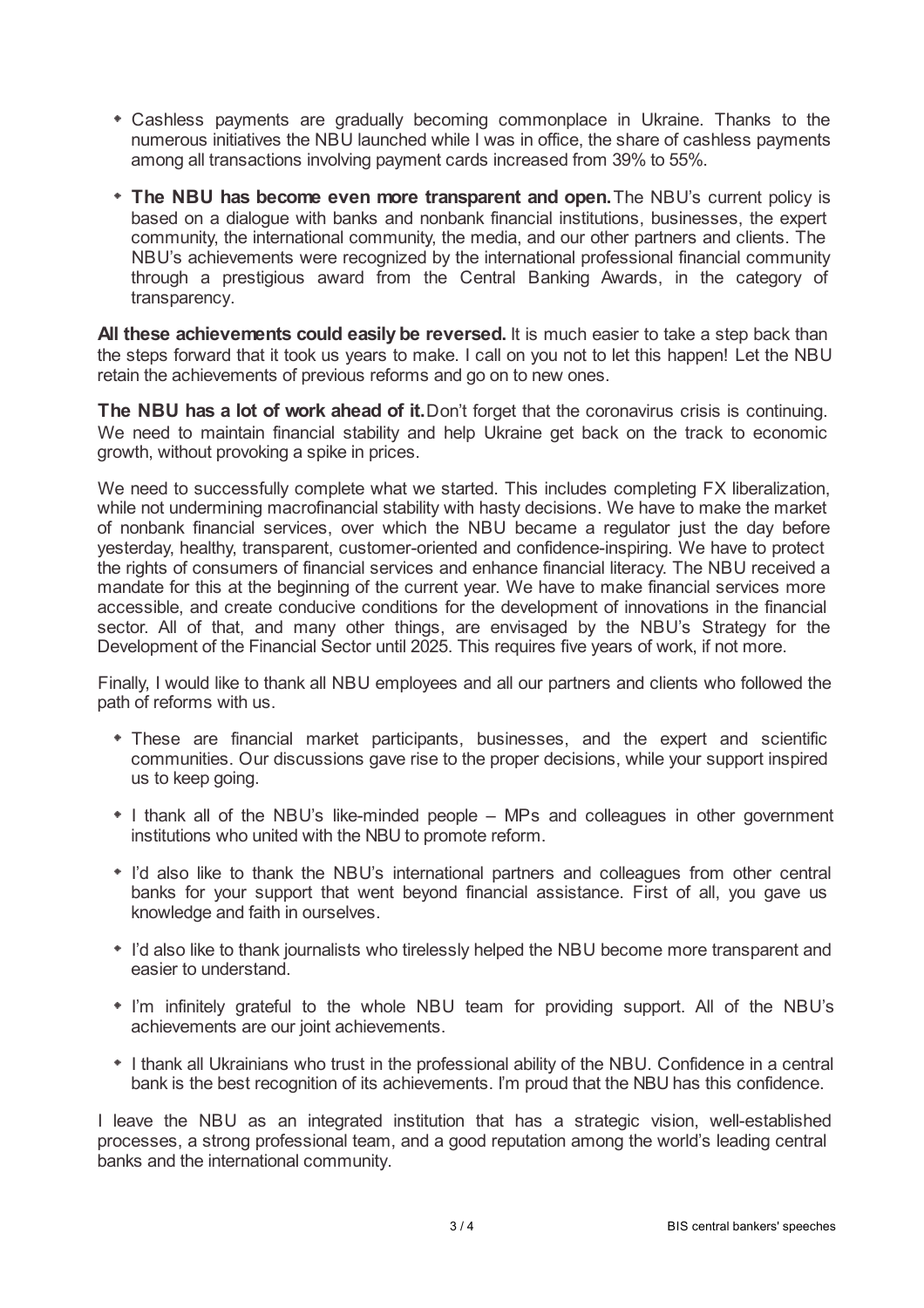- Cashless payments are gradually becoming commonplace in Ukraine. Thanks to the numerous initiatives the NBU launched while I was in office, the share of cashless payments among all transactions involving payment cards increased from 39% to 55%.
- **The NBU has become even more transparent and open.** The NBU's current policy is based on a dialogue with banks and nonbank financial institutions, businesses, the expert community, the international community, the media, and our other partners and clients. The NBU's achievements were recognized by the international professional financial community through a prestigious award from the Central Banking Awards, in the category of transparency.

**All these achievements could easily be reversed.** It is much easier to take a step back than the steps forward that it took us years to make. I call on you not to let this happen! Let the NBU retain the achievements of previous reforms and go on to new ones.

**The NBU has a lot of work ahead of it.** Don't forget that the coronavirus crisis is continuing. We need to maintain financial stability and help Ukraine get back on the track to economic growth, without provoking a spike in prices.

We need to successfully complete what we started. This includes completing FX liberalization, while not undermining macrofinancial stability with hasty decisions. We have to make the market of nonbank financial services, over which the NBU became a regulator just the day before yesterday, healthy, transparent, customer-oriented and confidence-inspiring. We have to protect the rights of consumers of financial services and enhance financial literacy. The NBU received a mandate for this at the beginning of the current year. We have to make financial services more accessible, and create conducive conditions for the development of innovations in the financial sector. All of that, and many other things, are envisaged by the NBU's Strategy for the Development of the Financial Sector until 2025. This requires five years of work, if not more.

Finally, I would like to thank all NBU employees and all our partners and clients who followed the path of reforms with us.

- These are financial market participants, businesses, and the expert and scientific communities. Our discussions gave rise to the proper decisions, while your support inspired us to keep going.
- I thank all of the NBU's like-minded people – MPs and colleagues in other government institutions who united with the NBU to promote reform.
- I'd also like to thank the NBU's international partners and colleagues from other central banks for your support that went beyond financial assistance. First of all, you gave us knowledge and faith in ourselves.
- I'd also like to thank journalists who tirelessly helped the NBU become more transparent and easier to understand.
- I'm infinitely grateful to the whole NBU team for providing support. All of the NBU's achievements are our joint achievements.
- I thank all Ukrainians who trust in the professional ability of the NBU. Confidence in a central bank is the best recognition of its achievements. I'm proud that the NBU has this confidence.

I leave the NBU as an integrated institution that has a strategic vision, well-established processes, a strong professional team, and a good reputation among the world's leading central banks and the international community.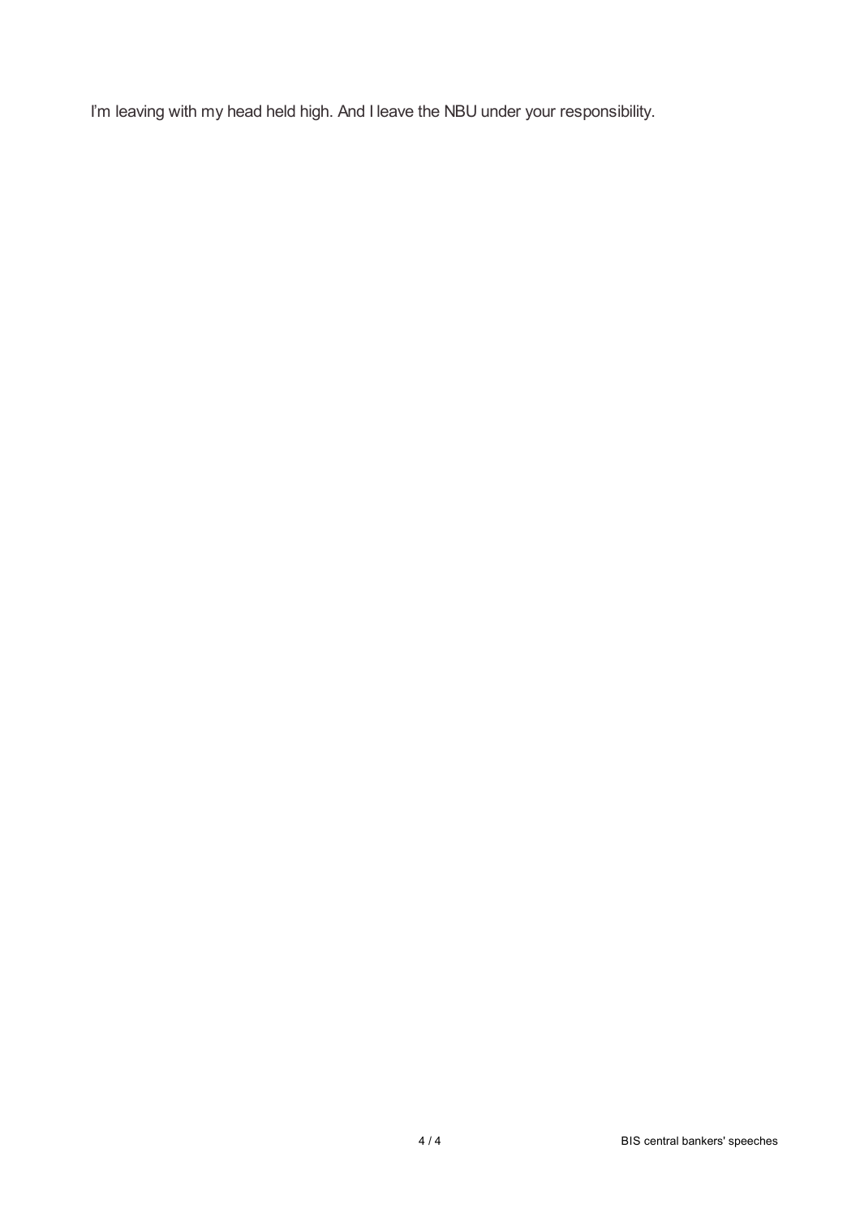I'm leaving with my head held high. And I leave the NBU under your responsibility.